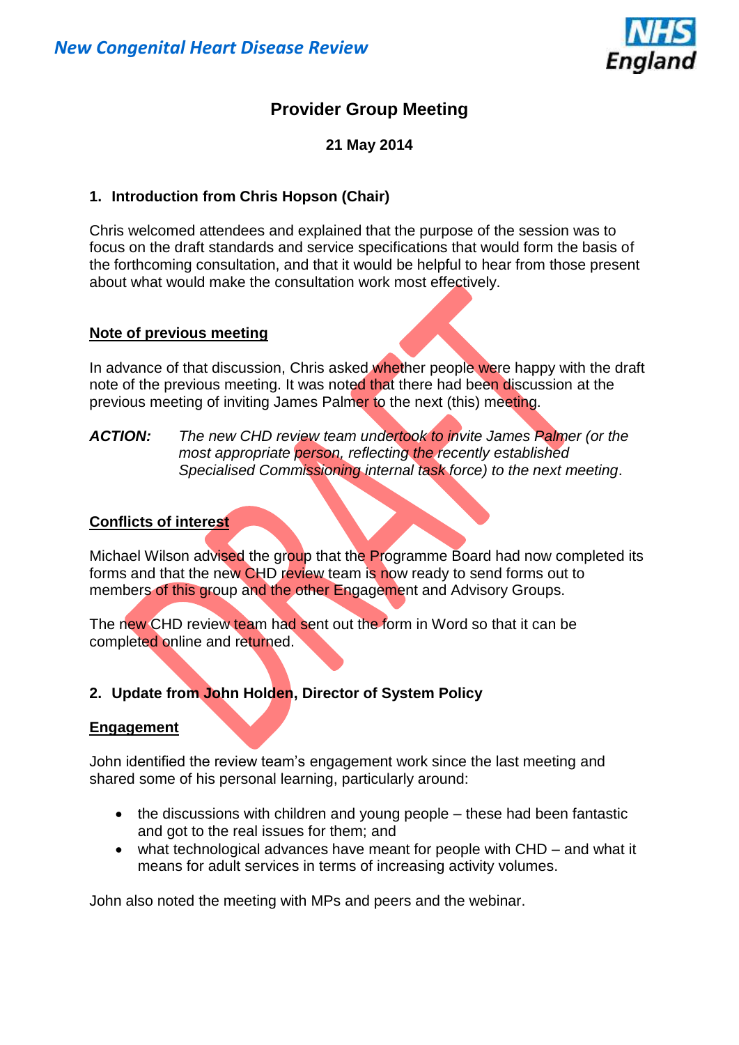*New Congenital Heart Disease Review*

# Provider Group Meeting

**21 May 2014**

## 1. Introduction from Chris Hopson (Chair)

Chris welcomed attendees and explained that the purpose of the session was to focus on the draft standards and service specifications that would form the basis of the forthcoming consultation, and that it would be helpful to hear from those present about what would make the consultation work most effectively.

### Note of previous meeting

In advance of that discussion, Chris asked whether people were happy with the draft note of the previous meeting. It was noted that there had been discussion at the previous meeting of inviting James Palmer to the next (this) meeting.

***ACTION:*** *The new CHD review team undertook to invite James Palmer (or the most appropriate person, reflecting the recently established Specialised Commissioning internal task force) to the next meeting*.

### Conflicts of interest

Michael Wilson advised the group that the Programme Board had now completed its forms and that the new CHD review team is now ready to send forms out to members of this group and the other Engagement and Advisory Groups.

The new CHD review team had sent out the form in Word so that it can be completed online and returned.

## 2. Update from John Holden, Director of System Policy

### Engagement

John identified the review team's engagement work since the last meeting and shared some of his personal learning, particularly around:

- the discussions with children and young people – these had been fantastic and got to the real issues for them; and
- what technological advances have meant for people with CHD – and what it means for adult services in terms of increasing activity volumes.

John also noted the meeting with MPs and peers and the webinar.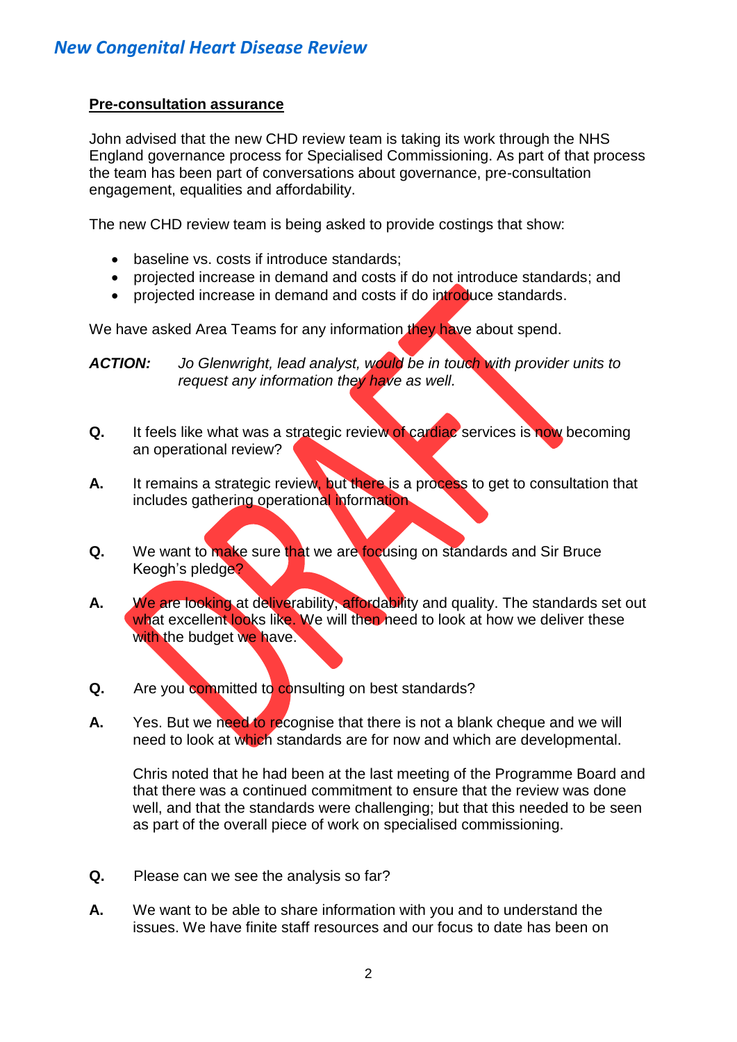## Pre-consultation assurance

John advised that the new CHD review team is taking its work through the NHS England governance process for Specialised Commissioning. As part of that process the team has been part of conversations about governance, pre-consultation engagement, equalities and affordability.

The new CHD review team is being asked to provide costings that show:

- baseline vs. costs if introduce standards;
- projected increase in demand and costs if do not introduce standards; and
- projected increase in demand and costs if do introduce standards.

We have asked Area Teams for any information they have about spend.

***ACTION:*** *Jo Glenwright, lead analyst, would be in touch with provider units to request any information they have as well.*

**Q.** It feels like what was a strategic review of cardiac services is now becoming an operational review?

**A.** It remains a strategic review, but there is a process to get to consultation that includes gathering operational information.

**Q.** We want to make sure that we are focusing on standards and Sir Bruce Keogh's pledge?

**A.** We are looking at deliverability, affordability and quality. The standards set out what excellent looks like. We will then need to look at how we deliver these with the budget we have.

**Q.** Are you committed to consulting on best standards?

**A.** Yes. But we need to recognise that there is not a blank cheque and we will need to look at which standards are for now and which are developmental.

Chris noted that he had been at the last meeting of the Programme Board and that there was a continued commitment to ensure that the review was done well, and that the standards were challenging; but that this needed to be seen as part of the overall piece of work on specialised commissioning.

**Q.** Please can we see the analysis so far?

**A.** We want to be able to share information with you and to understand the issues. We have finite staff resources and our focus to date has been on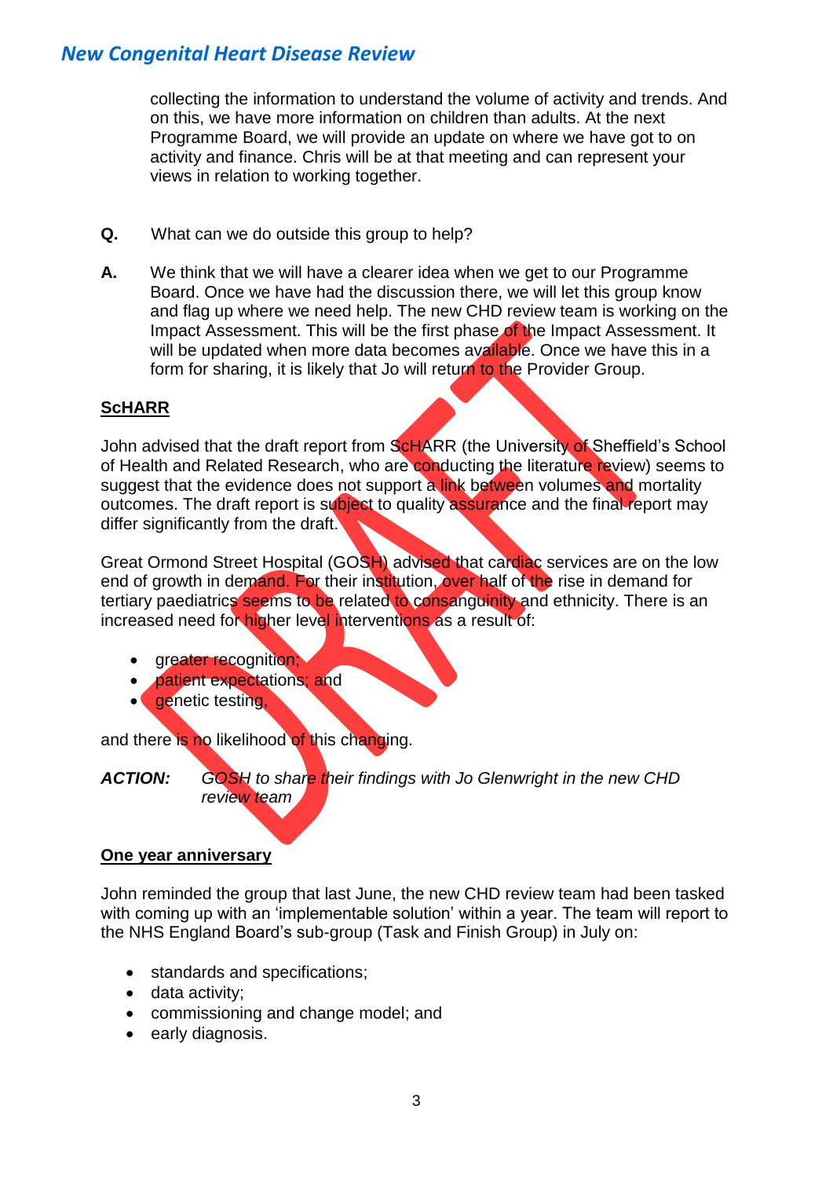collecting the information to understand the volume of activity and trends. And on this, we have more information on children than adults. At the next Programme Board, we will provide an update on where we have got to on activity and finance. Chris will be at that meeting and can represent your views in relation to working together.

**Q.** What can we do outside this group to help?

**A.** We think that we will have a clearer idea when we get to our Programme Board. Once we have had the discussion there, we will let this group know and flag up where we need help. The new CHD review team is working on the Impact Assessment. This will be the first phase of the Impact Assessment. It will be updated when more data becomes available. Once we have this in a form for sharing, it is likely that Jo will return to the Provider Group.

**ScHARR**

John advised that the draft report from ScHARR (the University of Sheffield's School of Health and Related Research, who are conducting the literature review) seems to suggest that the evidence does not support a link between volumes and mortality outcomes. The draft report is subject to quality assurance and the final report may differ significantly from the draft.

Great Ormond Street Hospital (GOSH) advised that cardiac services are on the low end of growth in demand. For their institution, over half of the rise in demand for tertiary paediatrics seems to be related to consanguinity and ethnicity. There is an increased need for higher level interventions as a result of:

- greater recognition;
- patient expectations; and
- genetic testing,

and there is no likelihood of this changing.

***ACTION:*** *GOSH to share their findings with Jo Glenwright in the new CHD review team*

**One year anniversary**

John reminded the group that last June, the new CHD review team had been tasked with coming up with an 'implementable solution' within a year. The team will report to the NHS England Board's sub-group (Task and Finish Group) in July on:

- standards and specifications;
- data activity;
- commissioning and change model; and
- early diagnosis.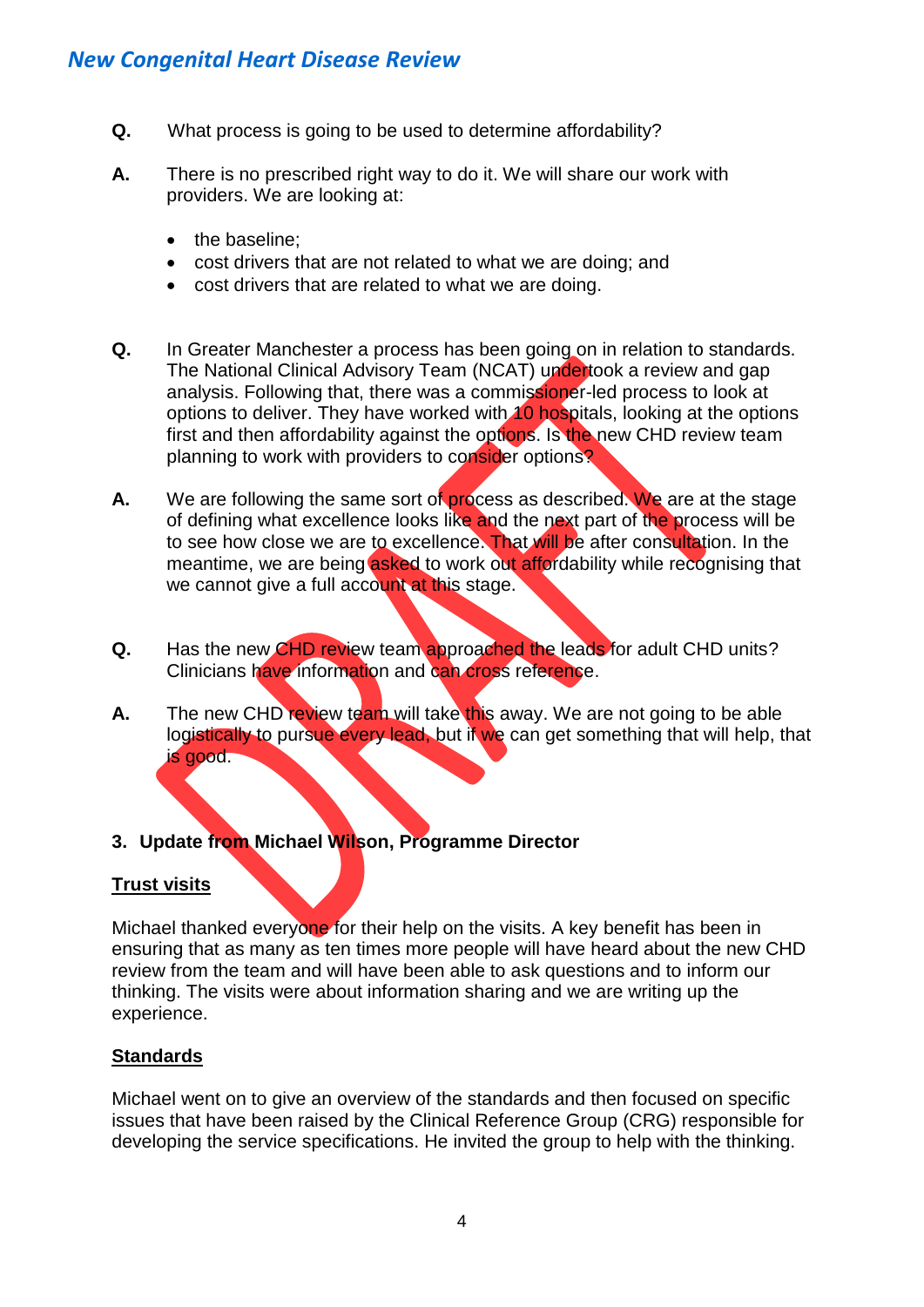**Q.** What process is going to be used to determine affordability?

**A.** There is no prescribed right way to do it. We will share our work with providers. We are looking at:

- the baseline;
- cost drivers that are not related to what we are doing; and
- cost drivers that are related to what we are doing.

**Q.** In Greater Manchester a process has been going on in relation to standards. The National Clinical Advisory Team (NCAT) undertook a review and gap analysis. Following that, there was a commissioner-led process to look at options to deliver. They have worked with 10 hospitals, looking at the options first and then affordability against the options. Is the new CHD review team planning to work with providers to consider options?

**A.** We are following the same sort of process as described. We are at the stage of defining what excellence looks like and the next part of the process will be to see how close we are to excellence. That will be after consultation. In the meantime, we are being asked to work out affordability while recognising that we cannot give a full account at this stage.

**Q.** Has the new CHD review team approached the leads for adult CHD units? Clinicians have information and can cross reference.

**A.** The new CHD review team will take this away. We are not going to be able logistically to pursue every lead, but if we can get something that will help, that is good.

## 3. Update from Michael Wilson, Programme Director

**Trust visits**

Michael thanked everyone for their help on the visits. A key benefit has been in ensuring that as many as ten times more people will have heard about the new CHD review from the team and will have been able to ask questions and to inform our thinking. The visits were about information sharing and we are writing up the experience.

**Standards**

Michael went on to give an overview of the standards and then focused on specific issues that have been raised by the Clinical Reference Group (CRG) responsible for developing the service specifications. He invited the group to help with the thinking.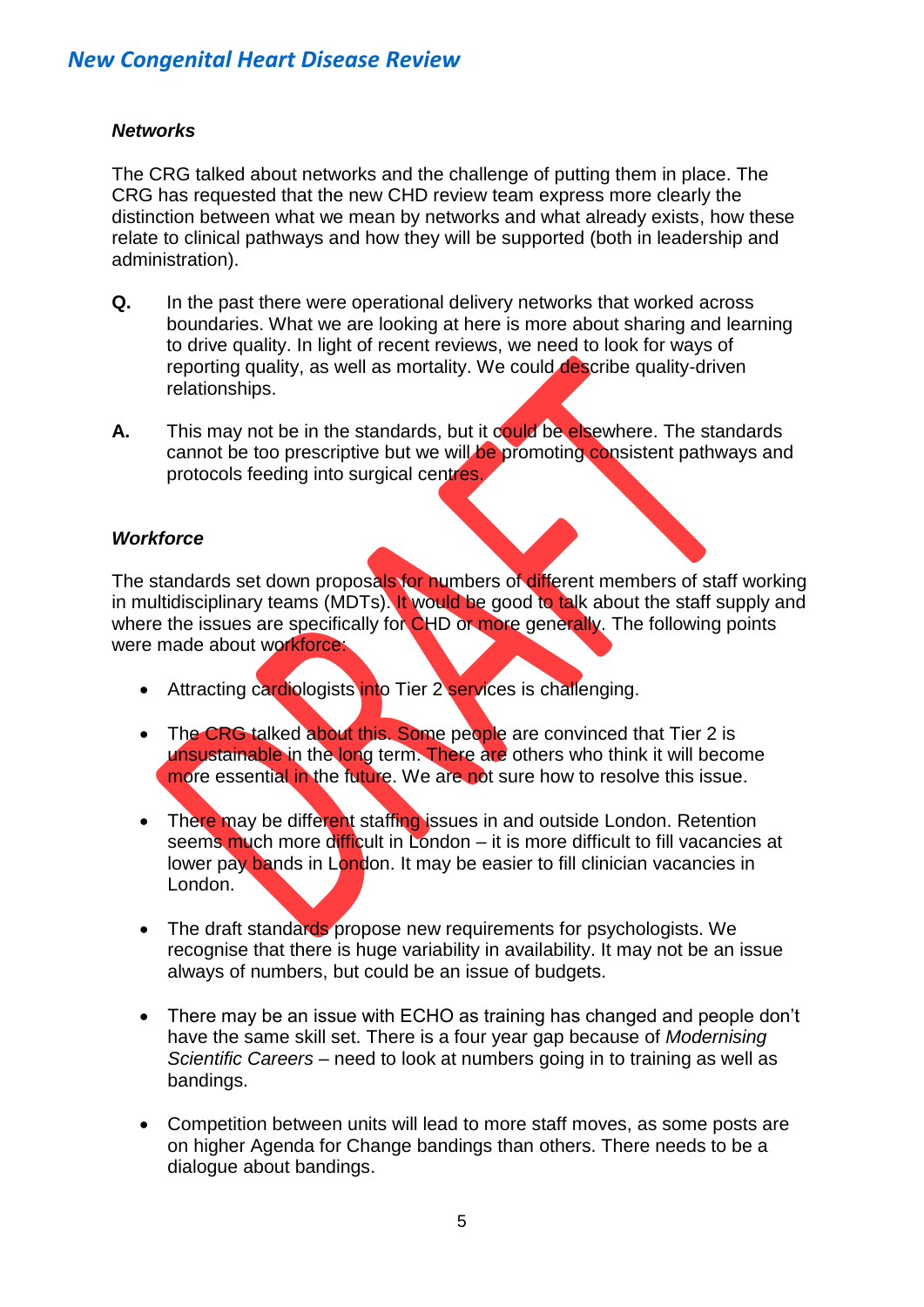### *Networks*

The CRG talked about networks and the challenge of putting them in place. The CRG has requested that the new CHD review team express more clearly the distinction between what we mean by networks and what already exists, how these relate to clinical pathways and how they will be supported (both in leadership and administration).

**Q.** In the past there were operational delivery networks that worked across boundaries. What we are looking at here is more about sharing and learning to drive quality. In light of recent reviews, we need to look for ways of reporting quality, as well as mortality. We could describe quality-driven relationships.

**A.** This may not be in the standards, but it could be elsewhere. The standards cannot be too prescriptive but we will be promoting consistent pathways and protocols feeding into surgical centres.

### *Workforce*

The standards set down proposals for numbers of different members of staff working in multidisciplinary teams (MDTs). It would be good to talk about the staff supply and where the issues are specifically for CHD or more generally. The following points were made about workforce:

- Attracting cardiologists into Tier 2 services is challenging.
- The CRG talked about this. Some people are convinced that Tier 2 is unsustainable in the long term. There are others who think it will become more essential in the future. We are not sure how to resolve this issue.
- There may be different staffing issues in and outside London. Retention seems much more difficult in London – it is more difficult to fill vacancies at lower pay bands in London. It may be easier to fill clinician vacancies in London.
- The draft standards propose new requirements for psychologists. We recognise that there is huge variability in availability. It may not be an issue always of numbers, but could be an issue of budgets.
- There may be an issue with ECHO as training has changed and people don't have the same skill set. There is a four year gap because of *Modernising Scientific Careers* – need to look at numbers going in to training as well as bandings.
- Competition between units will lead to more staff moves, as some posts are on higher Agenda for Change bandings than others. There needs to be a dialogue about bandings.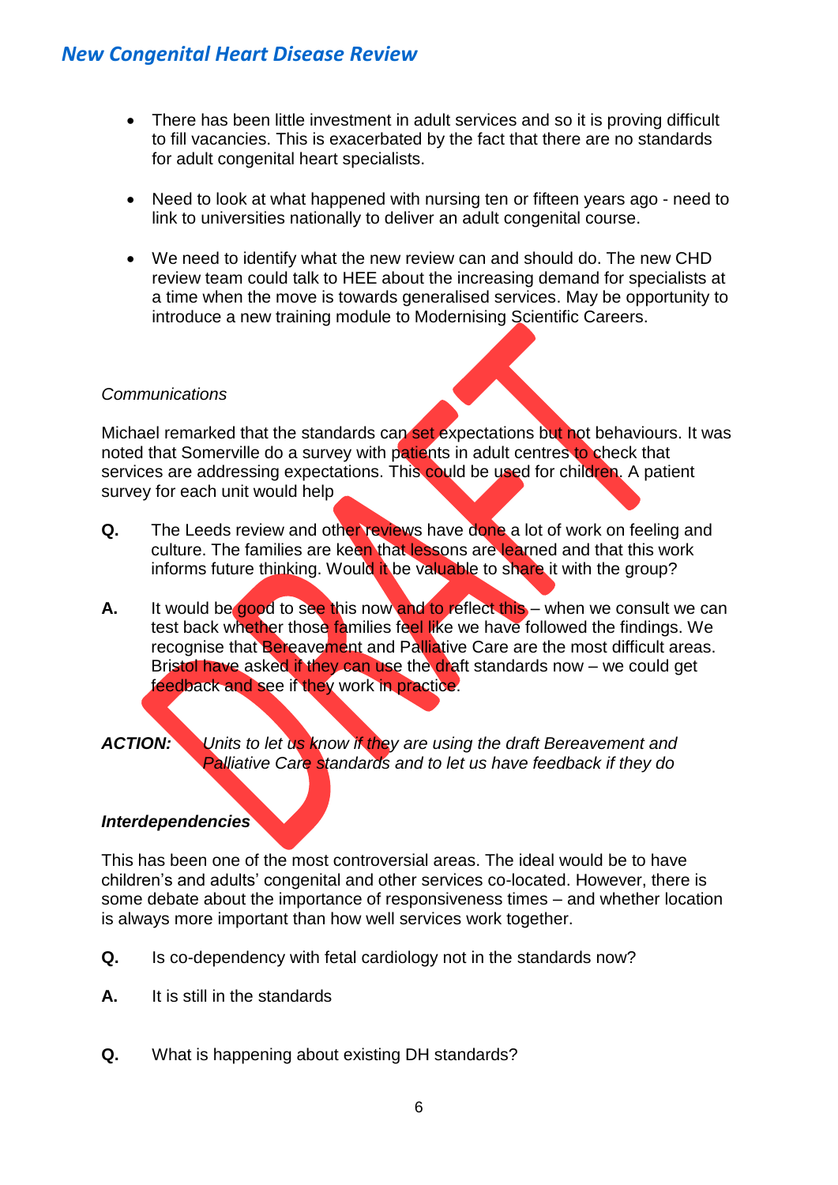- There has been little investment in adult services and so it is proving difficult to fill vacancies. This is exacerbated by the fact that there are no standards for adult congenital heart specialists.

- Need to look at what happened with nursing ten or fifteen years ago - need to link to universities nationally to deliver an adult congenital course.

- We need to identify what the new review can and should do. The new CHD review team could talk to HEE about the increasing demand for specialists at a time when the move is towards generalised services. May be opportunity to introduce a new training module to Modernising Scientific Careers.

*Communications*

Michael remarked that the standards can set expectations but not behaviours. It was noted that Somerville do a survey with patients in adult centres to check that services are addressing expectations. This could be used for children. A patient survey for each unit would help

**Q.** The Leeds review and other reviews have done a lot of work on feeling and culture. The families are keen that lessons are learned and that this work informs future thinking. Would it be valuable to share it with the group?

**A.** It would be good to see this now and to reflect this – when we consult we can test back whether those families feel like we have followed the findings. We recognise that Bereavement and Palliative Care are the most difficult areas. Bristol have asked if they can use the draft standards now – we could get feedback and see if they work in practice.

***ACTION:*** *Units to let us know if they are using the draft Bereavement and Palliative Care standards and to let us have feedback if they do*

***Interdependencies***

This has been one of the most controversial areas. The ideal would be to have children's and adults' congenital and other services co-located. However, there is some debate about the importance of responsiveness times – and whether location is always more important than how well services work together.

**Q.** Is co-dependency with fetal cardiology not in the standards now?

**A.** It is still in the standards

**Q.** What is happening about existing DH standards?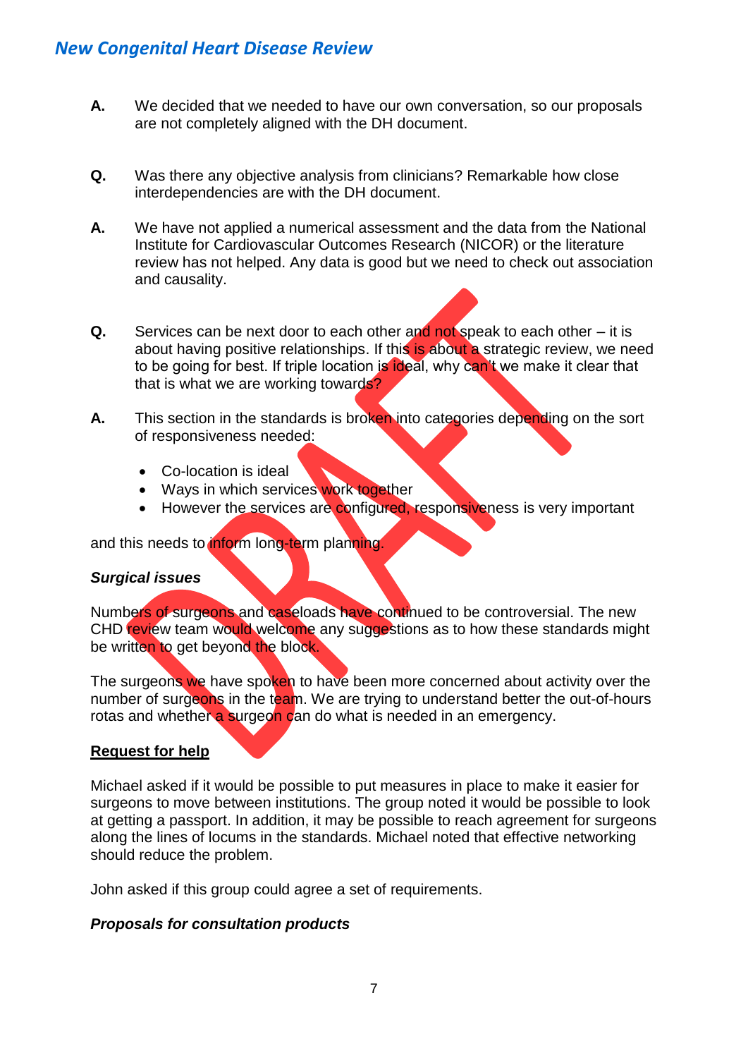**A.** We decided that we needed to have our own conversation, so our proposals are not completely aligned with the DH document.

**Q.** Was there any objective analysis from clinicians? Remarkable how close interdependencies are with the DH document.

**A.** We have not applied a numerical assessment and the data from the National Institute for Cardiovascular Outcomes Research (NICOR) or the literature review has not helped. Any data is good but we need to check out association and causality.

**Q.** Services can be next door to each other and not speak to each other – it is about having positive relationships. If this is about a strategic review, we need to be going for best. If triple location is ideal, why can't we make it clear that that is what we are working towards?

**A.** This section in the standards is broken into categories depending on the sort of responsiveness needed:

- Co-location is ideal
- Ways in which services work together
- However the services are configured, responsiveness is very important

and this needs to inform long-term planning.

***Surgical issues***

Numbers of surgeons and caseloads have continued to be controversial. The new CHD review team would welcome any suggestions as to how these standards might be written to get beyond the block.

The surgeons we have spoken to have been more concerned about activity over the number of surgeons in the team. We are trying to understand better the out-of-hours rotas and whether a surgeon can do what is needed in an emergency.

**Request for help**

Michael asked if it would be possible to put measures in place to make it easier for surgeons to move between institutions. The group noted it would be possible to look at getting a passport. In addition, it may be possible to reach agreement for surgeons along the lines of locums in the standards. Michael noted that effective networking should reduce the problem.

John asked if this group could agree a set of requirements.

***Proposals for consultation products***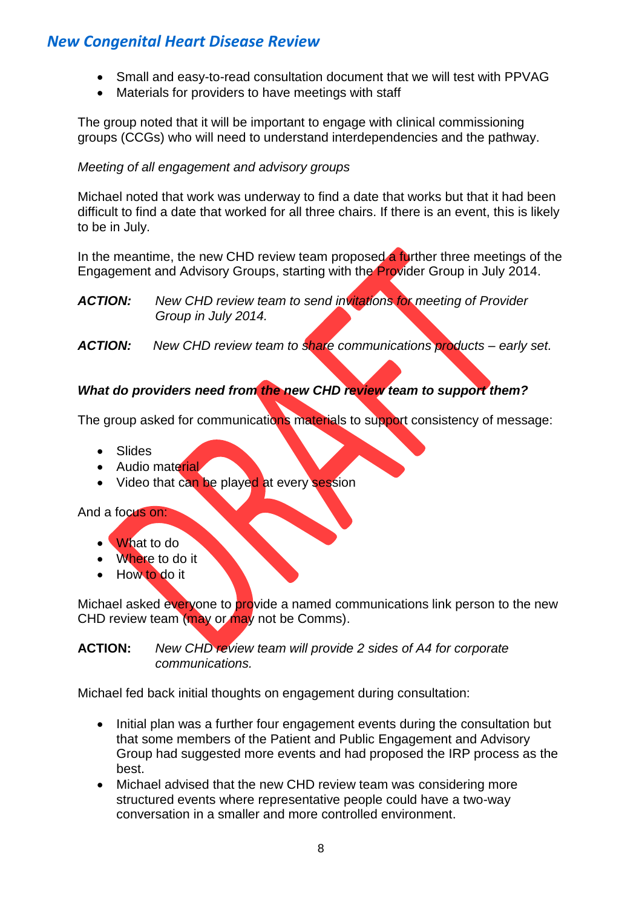- Small and easy-to-read consultation document that we will test with PPVAG
- Materials for providers to have meetings with staff

The group noted that it will be important to engage with clinical commissioning groups (CCGs) who will need to understand interdependencies and the pathway.

*Meeting of all engagement and advisory groups*

Michael noted that work was underway to find a date that works but that it had been difficult to find a date that worked for all three chairs. If there is an event, this is likely to be in July.

In the meantime, the new CHD review team proposed a further three meetings of the Engagement and Advisory Groups, starting with the Provider Group in July 2014.

***ACTION:*** *New CHD review team to send invitations for meeting of Provider Group in July 2014.*

***ACTION:*** *New CHD review team to share communications products – early set.*

***What do providers need from the new CHD review team to support them?***

The group asked for communications materials to support consistency of message:

- Slides
- Audio material
- Video that can be played at every session

And a focus on:

- What to do
- Where to do it
- How to do it

Michael asked everyone to provide a named communications link person to the new CHD review team (may or may not be Comms).

**ACTION:** *New CHD review team will provide 2 sides of A4 for corporate communications.*

Michael fed back initial thoughts on engagement during consultation:

- Initial plan was a further four engagement events during the consultation but that some members of the Patient and Public Engagement and Advisory Group had suggested more events and had proposed the IRP process as the best.
- Michael advised that the new CHD review team was considering more structured events where representative people could have a two-way conversation in a smaller and more controlled environment.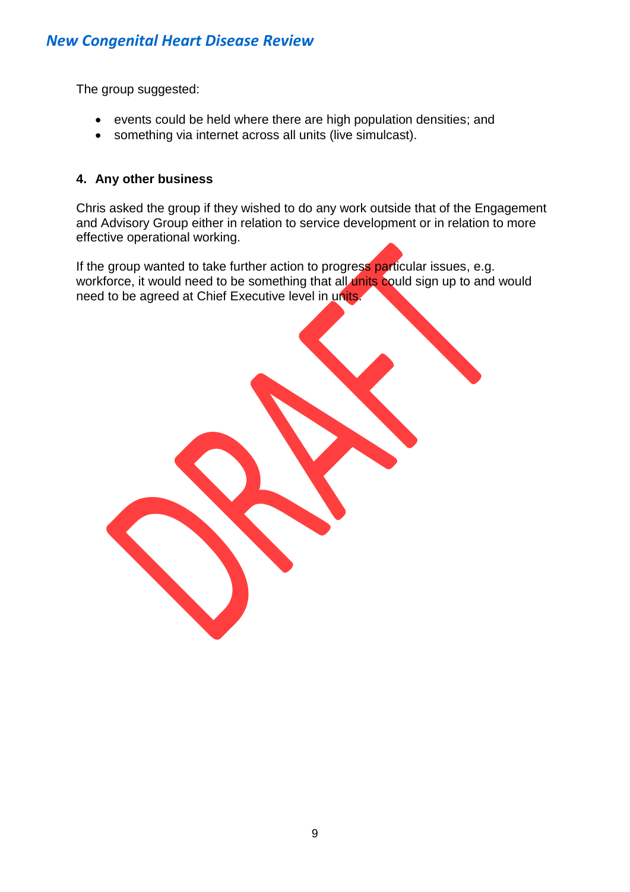The group suggested:

- events could be held where there are high population densities; and
- something via internet across all units (live simulcast).

#### 4. Any other business

Chris asked the group if they wished to do any work outside that of the Engagement and Advisory Group either in relation to service development or in relation to more effective operational working.

If the group wanted to take further action to progress particular issues, e.g. workforce, it would need to be something that all units could sign up to and would need to be agreed at Chief Executive level in units.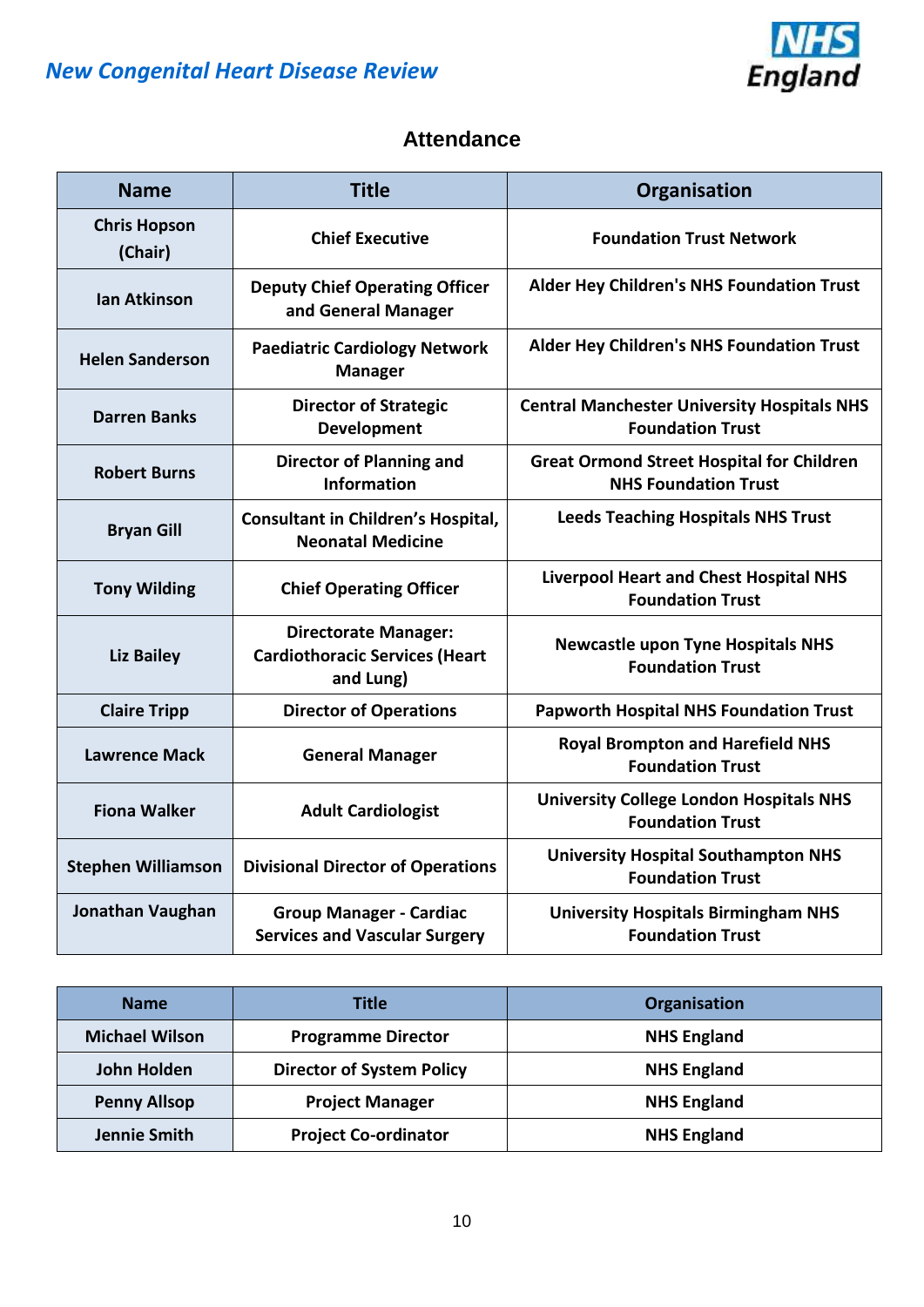## Attendance

| Name | Title | Organisation |
|---|---|---|
| Chris Hopson (Chair) | Chief Executive | Foundation Trust Network |
| Ian Atkinson | Deputy Chief Operating Officer and General Manager | Alder Hey Children's NHS Foundation Trust |
| Helen Sanderson | Paediatric Cardiology Network Manager | Alder Hey Children's NHS Foundation Trust |
| Darren Banks | Director of Strategic Development | Central Manchester University Hospitals NHS Foundation Trust |
| Robert Burns | Director of Planning and Information | Great Ormond Street Hospital for Children NHS Foundation Trust |
| Bryan Gill | Consultant in Children's Hospital, Neonatal Medicine | Leeds Teaching Hospitals NHS Trust |
| Tony Wilding | Chief Operating Officer | Liverpool Heart and Chest Hospital NHS Foundation Trust |
| Liz Bailey | Directorate Manager: Cardiothoracic Services (Heart and Lung) | Newcastle upon Tyne Hospitals NHS Foundation Trust |
| Claire Tripp | Director of Operations | Papworth Hospital NHS Foundation Trust |
| Lawrence Mack | General Manager | Royal Brompton and Harefield NHS Foundation Trust |
| Fiona Walker | Adult Cardiologist | University College London Hospitals NHS Foundation Trust |
| Stephen Williamson | Divisional Director of Operations | University Hospital Southampton NHS Foundation Trust |
| Jonathan Vaughan | Group Manager - Cardiac Services and Vascular Surgery | University Hospitals Birmingham NHS Foundation Trust |

| Name | Title | Organisation |
|---|---|---|
| Michael Wilson | Programme Director | NHS England |
| John Holden | Director of System Policy | NHS England |
| Penny Allsop | Project Manager | NHS England |
| Jennie Smith | Project Co-ordinator | NHS England |